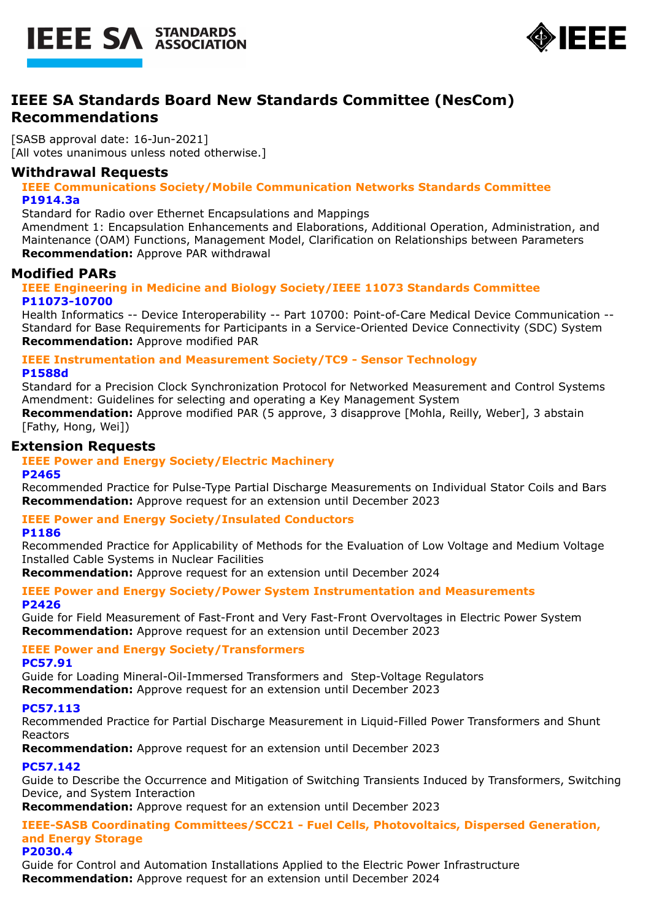# IEEE SA Standards Board New Standards Committee (NesCom) Recommendations

[SASB approval date: 16-Jun-2021]
[All votes unanimous unless noted otherwise.]

## Withdrawal Requests

### IEEE Communications Society/Mobile Communication Networks Standards Committee

**P1914.3a**

Standard for Radio over Ethernet Encapsulations and Mappings
Amendment 1: Encapsulation Enhancements and Elaborations, Additional Operation, Administration, and Maintenance (OAM) Functions, Management Model, Clarification on Relationships between Parameters
**Recommendation:** Approve PAR withdrawal

## Modified PARs

### IEEE Engineering in Medicine and Biology Society/IEEE 11073 Standards Committee

**P11073-10700**

Health Informatics -- Device Interoperability -- Part 10700: Point-of-Care Medical Device Communication -- Standard for Base Requirements for Participants in a Service-Oriented Device Connectivity (SDC) System
**Recommendation:** Approve modified PAR

### IEEE Instrumentation and Measurement Society/TC9 - Sensor Technology

**P1588d**

Standard for a Precision Clock Synchronization Protocol for Networked Measurement and Control Systems
Amendment: Guidelines for selecting and operating a Key Management System
**Recommendation:** Approve modified PAR (5 approve, 3 disapprove [Mohla, Reilly, Weber], 3 abstain [Fathy, Hong, Wei])

## Extension Requests

### IEEE Power and Energy Society/Electric Machinery

**P2465**

Recommended Practice for Pulse-Type Partial Discharge Measurements on Individual Stator Coils and Bars
**Recommendation:** Approve request for an extension until December 2023

### IEEE Power and Energy Society/Insulated Conductors

**P1186**

Recommended Practice for Applicability of Methods for the Evaluation of Low Voltage and Medium Voltage Installed Cable Systems in Nuclear Facilities
**Recommendation:** Approve request for an extension until December 2024

### IEEE Power and Energy Society/Power System Instrumentation and Measurements

**P2426**

Guide for Field Measurement of Fast-Front and Very Fast-Front Overvoltages in Electric Power System
**Recommendation:** Approve request for an extension until December 2023

### IEEE Power and Energy Society/Transformers

**PC57.91**

Guide for Loading Mineral-Oil-Immersed Transformers and Step-Voltage Regulators
**Recommendation:** Approve request for an extension until December 2023

**PC57.113**

Recommended Practice for Partial Discharge Measurement in Liquid-Filled Power Transformers and Shunt Reactors
**Recommendation:** Approve request for an extension until December 2023

**PC57.142**

Guide to Describe the Occurrence and Mitigation of Switching Transients Induced by Transformers, Switching Device, and System Interaction
**Recommendation:** Approve request for an extension until December 2023

### IEEE-SASB Coordinating Committees/SCC21 - Fuel Cells, Photovoltaics, Dispersed Generation, and Energy Storage

**P2030.4**

Guide for Control and Automation Installations Applied to the Electric Power Infrastructure
**Recommendation:** Approve request for an extension until December 2024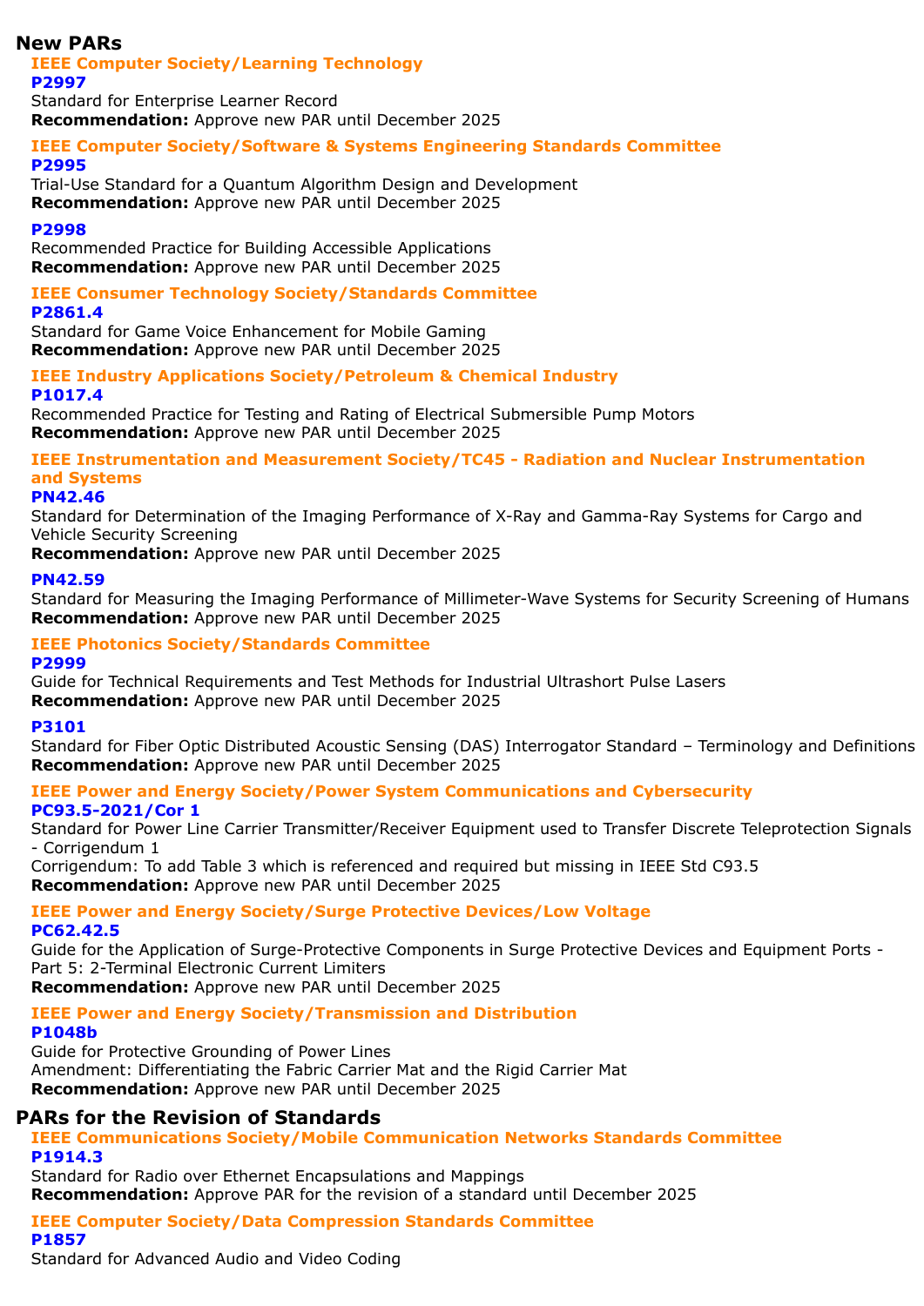## New PARs

### IEEE Computer Society/Learning Technology

**P2997**

Standard for Enterprise Learner Record

**Recommendation:** Approve new PAR until December 2025

### IEEE Computer Society/Software & Systems Engineering Standards Committee

**P2995**

Trial-Use Standard for a Quantum Algorithm Design and Development

**Recommendation:** Approve new PAR until December 2025

**P2998**

Recommended Practice for Building Accessible Applications

**Recommendation:** Approve new PAR until December 2025

### IEEE Consumer Technology Society/Standards Committee

**P2861.4**

Standard for Game Voice Enhancement for Mobile Gaming

**Recommendation:** Approve new PAR until December 2025

### IEEE Industry Applications Society/Petroleum & Chemical Industry

**P1017.4**

Recommended Practice for Testing and Rating of Electrical Submersible Pump Motors

**Recommendation:** Approve new PAR until December 2025

### IEEE Instrumentation and Measurement Society/TC45 - Radiation and Nuclear Instrumentation and Systems

**PN42.46**

Standard for Determination of the Imaging Performance of X-Ray and Gamma-Ray Systems for Cargo and Vehicle Security Screening

**Recommendation:** Approve new PAR until December 2025

**PN42.59**

Standard for Measuring the Imaging Performance of Millimeter-Wave Systems for Security Screening of Humans

**Recommendation:** Approve new PAR until December 2025

### IEEE Photonics Society/Standards Committee

**P2999**

Guide for Technical Requirements and Test Methods for Industrial Ultrashort Pulse Lasers

**Recommendation:** Approve new PAR until December 2025

**P3101**

Standard for Fiber Optic Distributed Acoustic Sensing (DAS) Interrogator Standard – Terminology and Definitions

**Recommendation:** Approve new PAR until December 2025

### IEEE Power and Energy Society/Power System Communications and Cybersecurity

**PC93.5-2021/Cor 1**

Standard for Power Line Carrier Transmitter/Receiver Equipment used to Transfer Discrete Teleprotection Signals - Corrigendum 1

Corrigendum: To add Table 3 which is referenced and required but missing in IEEE Std C93.5

**Recommendation:** Approve new PAR until December 2025

### IEEE Power and Energy Society/Surge Protective Devices/Low Voltage

**PC62.42.5**

Guide for the Application of Surge-Protective Components in Surge Protective Devices and Equipment Ports - Part 5: 2-Terminal Electronic Current Limiters

**Recommendation:** Approve new PAR until December 2025

### IEEE Power and Energy Society/Transmission and Distribution

**P1048b**

Guide for Protective Grounding of Power Lines

Amendment: Differentiating the Fabric Carrier Mat and the Rigid Carrier Mat

**Recommendation:** Approve new PAR until December 2025

## PARs for the Revision of Standards

### IEEE Communications Society/Mobile Communication Networks Standards Committee

**P1914.3**

Standard for Radio over Ethernet Encapsulations and Mappings

**Recommendation:** Approve PAR for the revision of a standard until December 2025

### IEEE Computer Society/Data Compression Standards Committee

**P1857**

Standard for Advanced Audio and Video Coding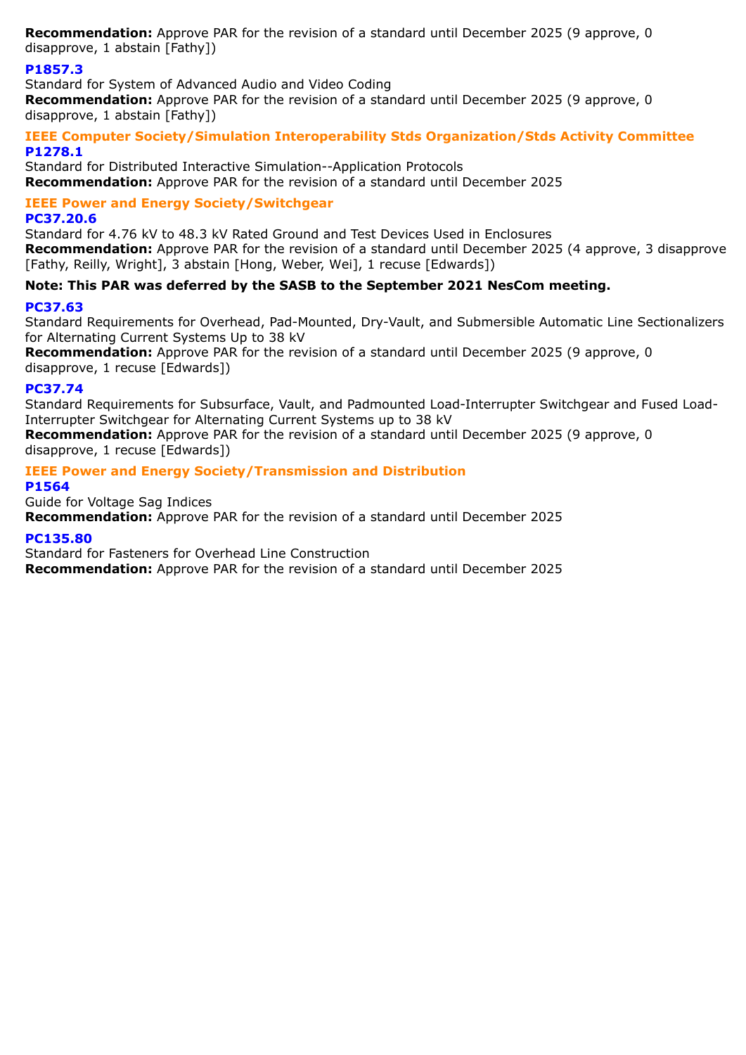**Recommendation:** Approve PAR for the revision of a standard until December 2025 (9 approve, 0 disapprove, 1 abstain [Fathy])

### P1857.3

Standard for System of Advanced Audio and Video Coding
**Recommendation:** Approve PAR for the revision of a standard until December 2025 (9 approve, 0 disapprove, 1 abstain [Fathy])

## IEEE Computer Society/Simulation Interoperability Stds Organization/Stds Activity Committee

### P1278.1

Standard for Distributed Interactive Simulation--Application Protocols
**Recommendation:** Approve PAR for the revision of a standard until December 2025

## IEEE Power and Energy Society/Switchgear

### PC37.20.6

Standard for 4.76 kV to 48.3 kV Rated Ground and Test Devices Used in Enclosures
**Recommendation:** Approve PAR for the revision of a standard until December 2025 (4 approve, 3 disapprove [Fathy, Reilly, Wright], 3 abstain [Hong, Weber, Wei], 1 recuse [Edwards])

**Note: This PAR was deferred by the SASB to the September 2021 NesCom meeting.**

### PC37.63

Standard Requirements for Overhead, Pad-Mounted, Dry-Vault, and Submersible Automatic Line Sectionalizers for Alternating Current Systems Up to 38 kV
**Recommendation:** Approve PAR for the revision of a standard until December 2025 (9 approve, 0 disapprove, 1 recuse [Edwards])

### PC37.74

Standard Requirements for Subsurface, Vault, and Padmounted Load-Interrupter Switchgear and Fused Load-Interrupter Switchgear for Alternating Current Systems up to 38 kV
**Recommendation:** Approve PAR for the revision of a standard until December 2025 (9 approve, 0 disapprove, 1 recuse [Edwards])

## IEEE Power and Energy Society/Transmission and Distribution

### P1564

Guide for Voltage Sag Indices
**Recommendation:** Approve PAR for the revision of a standard until December 2025

### PC135.80

Standard for Fasteners for Overhead Line Construction
**Recommendation:** Approve PAR for the revision of a standard until December 2025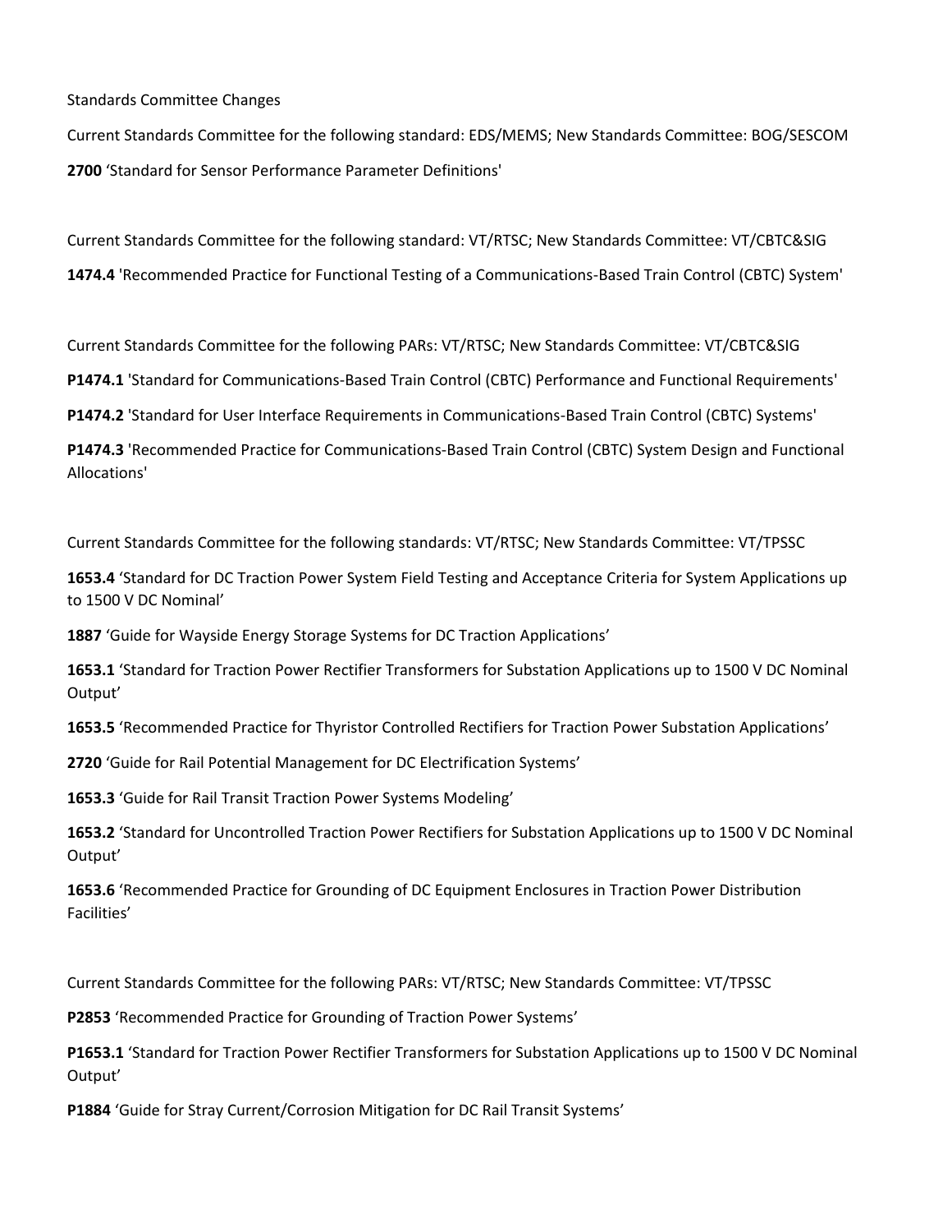Standards Committee Changes

Current Standards Committee for the following standard: EDS/MEMS; New Standards Committee: BOG/SESCOM

**2700** ‘Standard for Sensor Performance Parameter Definitions'

Current Standards Committee for the following standard: VT/RTSC; New Standards Committee: VT/CBTC&SIG

**1474.4** 'Recommended Practice for Functional Testing of a Communications-Based Train Control (CBTC) System'

Current Standards Committee for the following PARs: VT/RTSC; New Standards Committee: VT/CBTC&SIG

**P1474.1** 'Standard for Communications-Based Train Control (CBTC) Performance and Functional Requirements'

**P1474.2** 'Standard for User Interface Requirements in Communications-Based Train Control (CBTC) Systems'

**P1474.3** 'Recommended Practice for Communications-Based Train Control (CBTC) System Design and Functional Allocations'

Current Standards Committee for the following standards: VT/RTSC; New Standards Committee: VT/TPSSC

**1653.4** ‘Standard for DC Traction Power System Field Testing and Acceptance Criteria for System Applications up to 1500 V DC Nominal’

**1887** ‘Guide for Wayside Energy Storage Systems for DC Traction Applications’

**1653.1** ‘Standard for Traction Power Rectifier Transformers for Substation Applications up to 1500 V DC Nominal Output’

**1653.5** ‘Recommended Practice for Thyristor Controlled Rectifiers for Traction Power Substation Applications’

**2720** ‘Guide for Rail Potential Management for DC Electrification Systems’

**1653.3** ‘Guide for Rail Transit Traction Power Systems Modeling’

**1653.2** ‘Standard for Uncontrolled Traction Power Rectifiers for Substation Applications up to 1500 V DC Nominal Output’

**1653.6** ‘Recommended Practice for Grounding of DC Equipment Enclosures in Traction Power Distribution Facilities’

Current Standards Committee for the following PARs: VT/RTSC; New Standards Committee: VT/TPSSC

**P2853** ‘Recommended Practice for Grounding of Traction Power Systems’

**P1653.1** ‘Standard for Traction Power Rectifier Transformers for Substation Applications up to 1500 V DC Nominal Output’

**P1884** ‘Guide for Stray Current/Corrosion Mitigation for DC Rail Transit Systems’